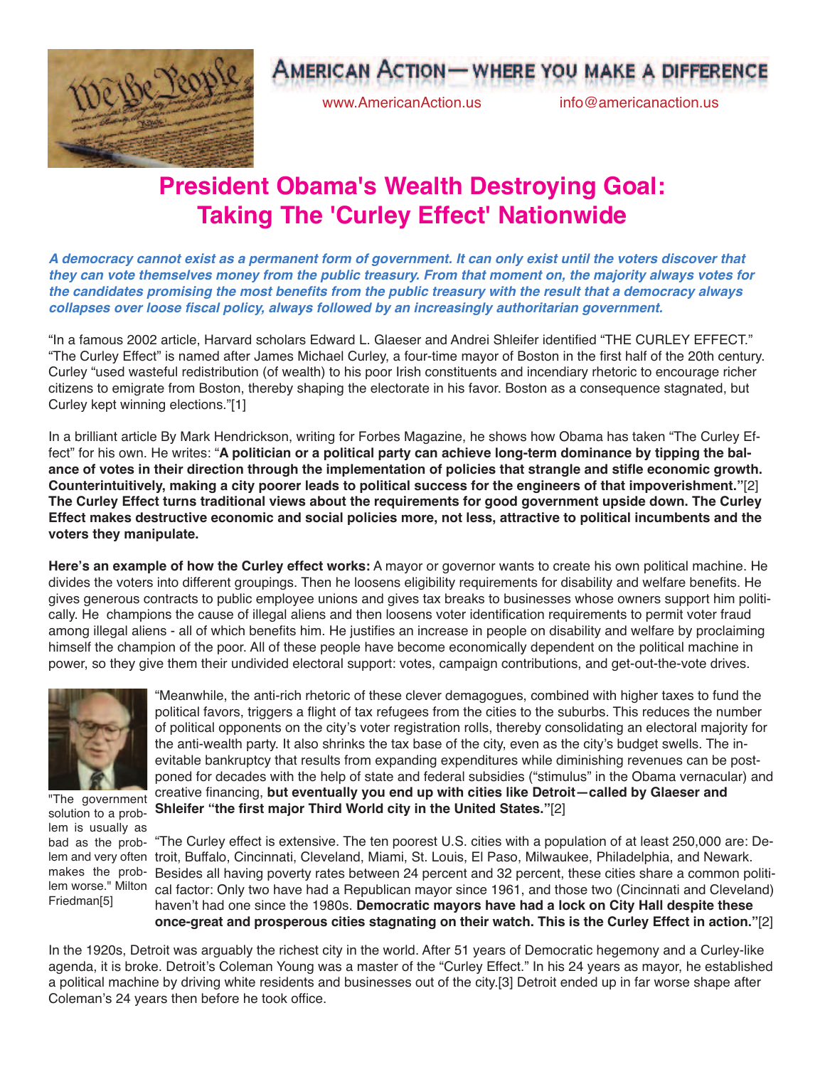# American Action— where you make a difference

www.AmericanAction.us info@americanaction.us

# President Obama's Wealth Destroying Goal: Taking The 'Curley Effect' Nationwide

***A democracy cannot exist as a permanent form of government. It can only exist until the voters discover that they can vote themselves money from the public treasury. From that moment on, the majority always votes for the candidates promising the most benefits from the public treasury with the result that a democracy always collapses over loose fiscal policy, always followed by an increasingly authoritarian government.***

"In a famous 2002 article, Harvard scholars Edward L. Glaeser and Andrei Shleifer identified "THE CURLEY EFFECT." "The Curley Effect" is named after James Michael Curley, a four-time mayor of Boston in the first half of the 20th century. Curley "used wasteful redistribution (of wealth) to his poor Irish constituents and incendiary rhetoric to encourage richer citizens to emigrate from Boston, thereby shaping the electorate in his favor. Boston as a consequence stagnated, but Curley kept winning elections."[1]

In a brilliant article By Mark Hendrickson, writing for Forbes Magazine, he shows how Obama has taken "The Curley Effect" for his own. He writes: "**A politician or a political party can achieve long-term dominance by tipping the balance of votes in their direction through the implementation of policies that strangle and stifle economic growth. Counterintuitively, making a city poorer leads to political success for the engineers of that impoverishment.**"[2] **The Curley Effect turns traditional views about the requirements for good government upside down. The Curley Effect makes destructive economic and social policies more, not less, attractive to political incumbents and the voters they manipulate.**

**Here's an example of how the Curley effect works:** A mayor or governor wants to create his own political machine. He divides the voters into different groupings. Then he loosens eligibility requirements for disability and welfare benefits. He gives generous contracts to public employee unions and gives tax breaks to businesses whose owners support him politically. He champions the cause of illegal aliens and then loosens voter identification requirements to permit voter fraud among illegal aliens - all of which benefits him. He justifies an increase in people on disability and welfare by proclaiming himself the champion of the poor. All of these people have become economically dependent on the political machine in power, so they give them their undivided electoral support: votes, campaign contributions, and get-out-the-vote drives.

"The government solution to a problem is usually as bad as the problem and very often makes the problem worse." Milton Friedman[5]

"Meanwhile, the anti-rich rhetoric of these clever demagogues, combined with higher taxes to fund the political favors, triggers a flight of tax refugees from the cities to the suburbs. This reduces the number of political opponents on the city's voter registration rolls, thereby consolidating an electoral majority for the anti-wealth party. It also shrinks the tax base of the city, even as the city's budget swells. The inevitable bankruptcy that results from expanding expenditures while diminishing revenues can be postponed for decades with the help of state and federal subsidies ("stimulus" in the Obama vernacular) and creative financing, **but eventually you end up with cities like Detroit—called by Glaeser and Shleifer "the first major Third World city in the United States."**[2]

"The Curley effect is extensive. The ten poorest U.S. cities with a population of at least 250,000 are: Detroit, Buffalo, Cincinnati, Cleveland, Miami, St. Louis, El Paso, Milwaukee, Philadelphia, and Newark. Besides all having poverty rates between 24 percent and 32 percent, these cities share a common political factor: Only two have had a Republican mayor since 1961, and those two (Cincinnati and Cleveland) haven't had one since the 1980s. **Democratic mayors have had a lock on City Hall despite these once-great and prosperous cities stagnating on their watch. This is the Curley Effect in action.**"[2]

In the 1920s, Detroit was arguably the richest city in the world. After 51 years of Democratic hegemony and a Curley-like agenda, it is broke. Detroit's Coleman Young was a master of the "Curley Effect." In his 24 years as mayor, he established a political machine by driving white residents and businesses out of the city.[3] Detroit ended up in far worse shape after Coleman's 24 years then before he took office.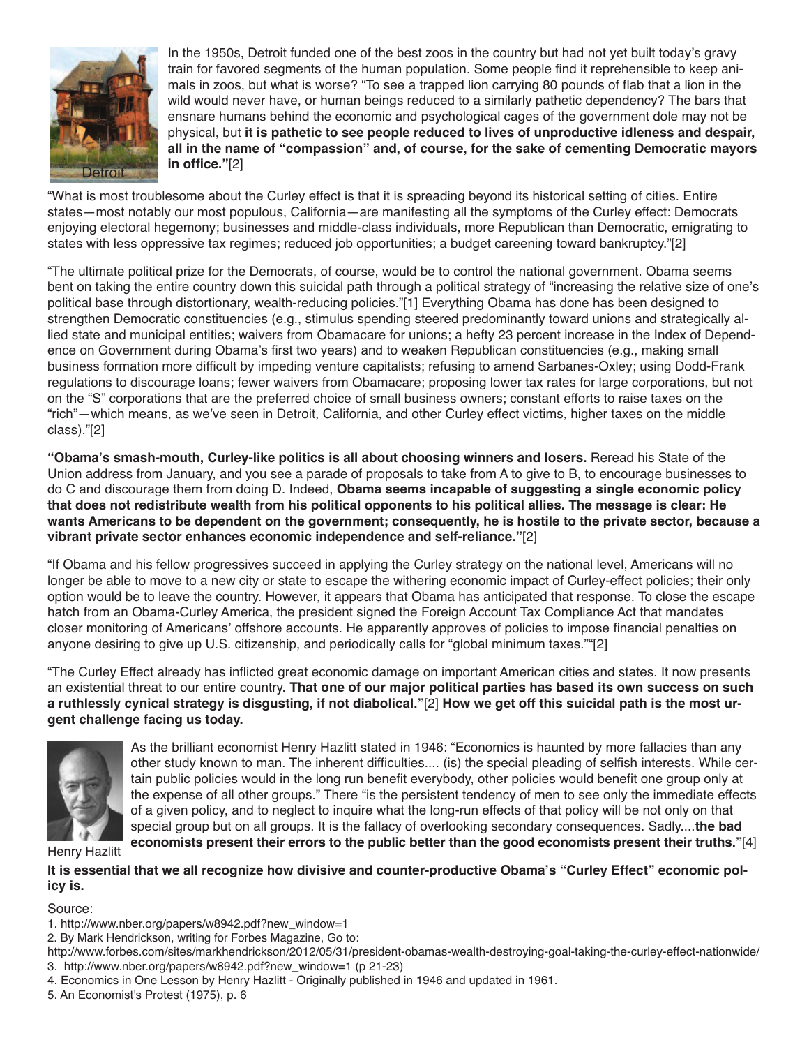Detroit

In the 1950s, Detroit funded one of the best zoos in the country but had not yet built today's gravy train for favored segments of the human population. Some people find it reprehensible to keep animals in zoos, but what is worse? "To see a trapped lion carrying 80 pounds of flab that a lion in the wild would never have, or human beings reduced to a similarly pathetic dependency? The bars that ensnare humans behind the economic and psychological cages of the government dole may not be physical, but **it is pathetic to see people reduced to lives of unproductive idleness and despair, all in the name of "compassion" and, of course, for the sake of cementing Democratic mayors in office."**[2]

"What is most troublesome about the Curley effect is that it is spreading beyond its historical setting of cities. Entire states—most notably our most populous, California—are manifesting all the symptoms of the Curley effect: Democrats enjoying electoral hegemony; businesses and middle-class individuals, more Republican than Democratic, emigrating to states with less oppressive tax regimes; reduced job opportunities; a budget careening toward bankruptcy."[2]

"The ultimate political prize for the Democrats, of course, would be to control the national government. Obama seems bent on taking the entire country down this suicidal path through a political strategy of "increasing the relative size of one's political base through distortionary, wealth-reducing policies."[1] Everything Obama has done has been designed to strengthen Democratic constituencies (e.g., stimulus spending steered predominantly toward unions and strategically allied state and municipal entities; waivers from Obamacare for unions; a hefty 23 percent increase in the Index of Dependence on Government during Obama's first two years) and to weaken Republican constituencies (e.g., making small business formation more difficult by impeding venture capitalists; refusing to amend Sarbanes-Oxley; using Dodd-Frank regulations to discourage loans; fewer waivers from Obamacare; proposing lower tax rates for large corporations, but not on the "S" corporations that are the preferred choice of small business owners; constant efforts to raise taxes on the "rich"—which means, as we've seen in Detroit, California, and other Curley effect victims, higher taxes on the middle class)."[2]

**"Obama's smash-mouth, Curley-like politics is all about choosing winners and losers.** Reread his State of the Union address from January, and you see a parade of proposals to take from A to give to B, to encourage businesses to do C and discourage them from doing D. Indeed, **Obama seems incapable of suggesting a single economic policy that does not redistribute wealth from his political opponents to his political allies. The message is clear: He wants Americans to be dependent on the government; consequently, he is hostile to the private sector, because a vibrant private sector enhances economic independence and self-reliance."**[2]

"If Obama and his fellow progressives succeed in applying the Curley strategy on the national level, Americans will no longer be able to move to a new city or state to escape the withering economic impact of Curley-effect policies; their only option would be to leave the country. However, it appears that Obama has anticipated that response. To close the escape hatch from an Obama-Curley America, the president signed the Foreign Account Tax Compliance Act that mandates closer monitoring of Americans' offshore accounts. He apparently approves of policies to impose financial penalties on anyone desiring to give up U.S. citizenship, and periodically calls for "global minimum taxes.""[2]

"The Curley Effect already has inflicted great economic damage on important American cities and states. It now presents an existential threat to our entire country. **That one of our major political parties has based its own success on such a ruthlessly cynical strategy is disgusting, if not diabolical."**[2] **How we get off this suicidal path is the most urgent challenge facing us today.**

As the brilliant economist Henry Hazlitt stated in 1946: "Economics is haunted by more fallacies than any other study known to man. The inherent difficulties.... (is) the special pleading of selfish interests. While certain public policies would in the long run benefit everybody, other policies would benefit one group only at the expense of all other groups." There "is the persistent tendency of men to see only the immediate effects of a given policy, and to neglect to inquire what the long-run effects of that policy will be not only on that special group but on all groups. It is the fallacy of overlooking secondary consequences. Sadly....**the bad economists present their errors to the public better than the good economists present their truths."**[4]

Henry Hazlitt

**It is essential that we all recognize how divisive and counter-productive Obama's "Curley Effect" economic policy is.**

Source:

1. http://www.nber.org/papers/w8942.pdf?new_window=1
2. By Mark Hendrickson, writing for Forbes Magazine, Go to: http://www.forbes.com/sites/markhendrickson/2012/05/31/president-obamas-wealth-destroying-goal-taking-the-curley-effect-nationwide/
3. http://www.nber.org/papers/w8942.pdf?new_window=1 (p 21-23)
4. Economics in One Lesson by Henry Hazlitt - Originally published in 1946 and updated in 1961.
5. An Economist's Protest (1975), p. 6